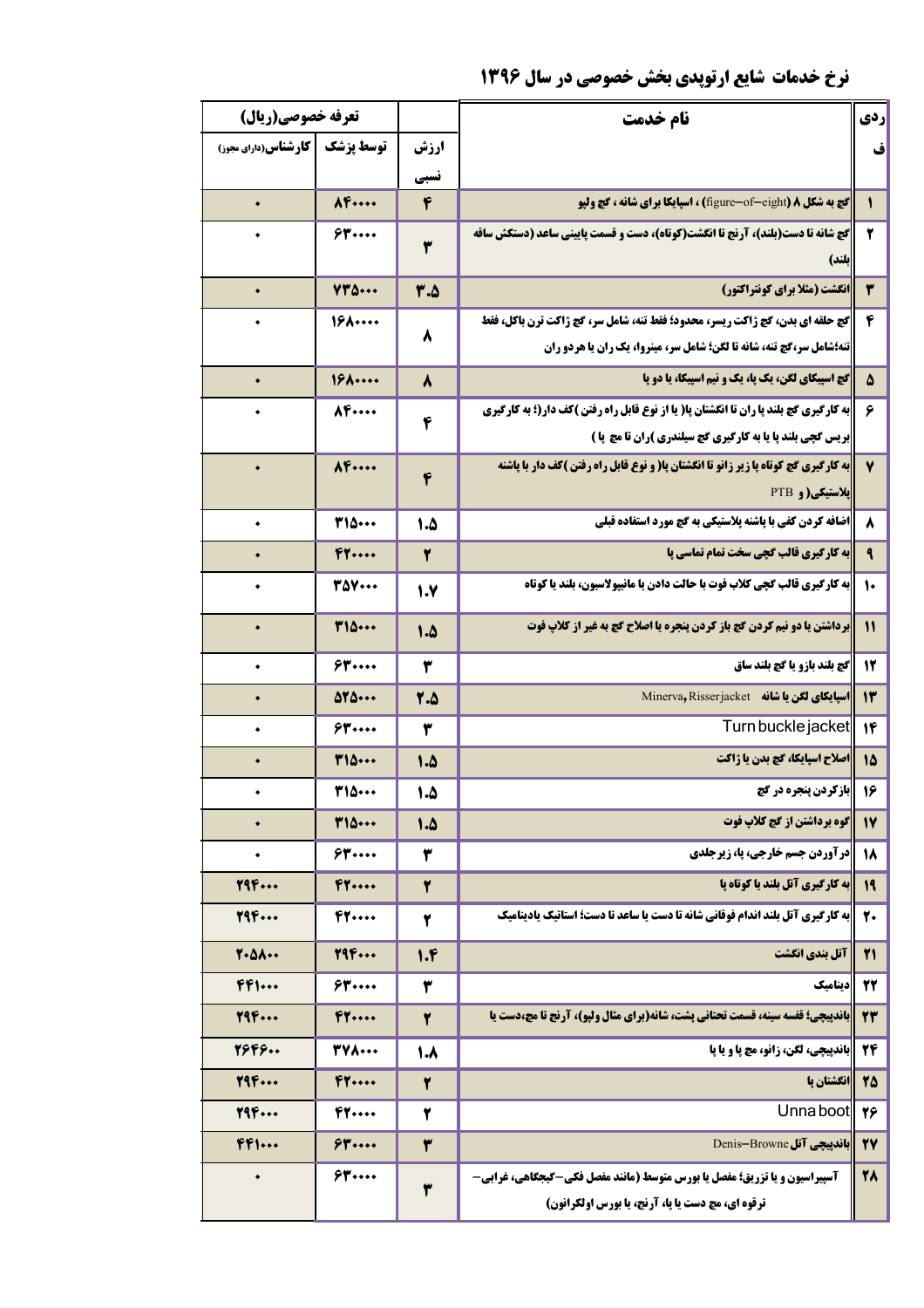## نرخ خدمات شایع ارتوپدی بخش خصوصی در سال ۱۳۹۶

| ردیف | نام خدمت | ارزش نسبی | تعرفه خصوصی(ریال) توسط پزشک | کارشناس(دارای مجوز) |
|---|---|---|---|---|
| | | | توسط پزشک | کارشناس(دارای مجوز) |
| ۱ | گچ به شکل ۸ (figure–of–eight) ، اسپایکا برای شانه ، گچ ولپو | ۴ | ۸۴۰۰۰۰ | ۰ |
| ۲ | گچ شانه تا دست(بلند)، آرنج تا انگشت(کوتاه)، دست و قسمت پایینی ساعد (دستکش ساقه بلند) | ۳ | ۶۳۰۰۰۰ | ۰ |
| ۳ | انگشت (مثلا برای کونتراکتور) | ۳.۵ | ۷۳۵۰۰۰ | ۰ |
| ۴ | گچ حلقه ای بدن، گچ ژاکت ریسر، محدود؛ فقط تنه، شامل سر، گچ ژاکت ترن باکل، فقط تنه؛شامل سر،گچ تنه، شانه تا لگن؛ شامل سر، مینروا، یک ران یا هردو ران | ۸ | ۱۶۸۰۰۰۰ | ۰ |
| ۵ | گچ اسپیکای لگن، یک پا، یک و نیم اسپیکا، یا دو پا | ۸ | ۱۶۸۰۰۰۰ | ۰ |
| ۶ | به کارگیری گچ بلند پا ران تا انگشتان پا( یا از نوع قابل راه رفتن )کف دار(؛ به کارگیری بریس گچی بلند پا یا به کارگیری گچ سیلندری )ران تا مچ پا ) | ۴ | ۸۴۰۰۰۰ | ۰ |
| ۷ | به کارگیری گچ کوتاه پا زیر زانو تا انگشتان پا( و نوع قابل راه رفتن )کف دار با پاشنه پلاستیکی( و PTB | ۴ | ۸۴۰۰۰۰ | ۰ |
| ۸ | اضافه کردن کفی یا پاشنه پلاستیکی به گچ مورد استفاده قبلی | ۱.۵ | ۳۱۵۰۰۰ | ۰ |
| ۹ | به کارگیری قالب گچی سخت تمام تماسی پا | ۲ | ۴۲۰۰۰۰ | ۰ |
| ۱۰ | به کارگیری قالب گچی کلاب فوت با حالت دادن یا مانیپولاسیون، بلند یا کوتاه | ۱.۷ | ۳۵۷۰۰۰ | ۰ |
| ۱۱ | برداشتن یا دو نیم کردن گچ باز کردن پنجره یا اصلاح گچ به غیر از کلاپ فوت | ۱.۵ | ۳۱۵۰۰۰ | ۰ |
| ۱۲ | گچ بلند بازو یا گچ بلند ساق | ۳ | ۶۳۰۰۰۰ | ۰ |
| ۱۳ | اسپایکای لگن یا شانه Minerva،Risserjacket | ۲.۵ | ۵۲۵۰۰۰ | ۰ |
| ۱۴ | Turn buckle jacket | ۳ | ۶۳۰۰۰۰ | ۰ |
| ۱۵ | اصلاح اسپایکا، گچ بدن یا ژاکت | ۱.۵ | ۳۱۵۰۰۰ | ۰ |
| ۱۶ | بازکردن پنجره در گچ | ۱.۵ | ۳۱۵۰۰۰ | ۰ |
| ۱۷ | گوه برداشتن از گچ کلاپ فوت | ۱.۵ | ۳۱۵۰۰۰ | ۰ |
| ۱۸ | درآوردن جسم خارجی، پا، زیر جلدی | ۳ | ۶۳۰۰۰۰ | ۰ |
| ۱۹ | به کارگیری آتل بلند یا کوتاه پا | ۲ | ۴۲۰۰۰۰ | ۲۹۴۰۰۰ |
| ۲۰ | به کارگیری آتل بلند اندام فوقانی شانه تا دست یا ساعد تا دست؛ استاتیک یادینامیک | ۲ | ۴۲۰۰۰۰ | ۲۹۴۰۰۰ |
| ۲۱ | آتل بندی انگشت | ۱.۴ | ۲۹۴۰۰۰ | ۲۰۵۸۰۰ |
| ۲۲ | دینامیک | ۳ | ۶۳۰۰۰۰ | ۴۴۱۰۰۰ |
| ۲۳ | باندپیچی؛ قفسه سینه، قسمت تحتانی پشت، شانه(برای مثال ولپو)، آرنج تا مچ،دست یا | ۲ | ۴۲۰۰۰۰ | ۲۹۴۰۰۰ |
| ۲۴ | باندپیچی، لگن، زانو، مچ پا و یا پا | ۱.۸ | ۳۷۸۰۰۰ | ۲۶۴۶۰۰ |
| ۲۵ | انگشتان پا | ۲ | ۴۲۰۰۰۰ | ۲۹۴۰۰۰ |
| ۲۶ | Unna boot | ۲ | ۴۲۰۰۰۰ | ۲۹۴۰۰۰ |
| ۲۷ | باندپیچی آتل Denis–Browne | ۳ | ۶۳۰۰۰۰ | ۴۴۱۰۰۰ |
| ۲۸ | آسپیراسیون و یا تزریق؛ مفصل یا بورس متوسط (مانند مفصل فکی–گیجگاهی، غرابی–ترقوه ای، مچ دست یا پا، آرنج، یا بورس اولکرانون) | ۳ | ۶۳۰۰۰۰ | ۰ |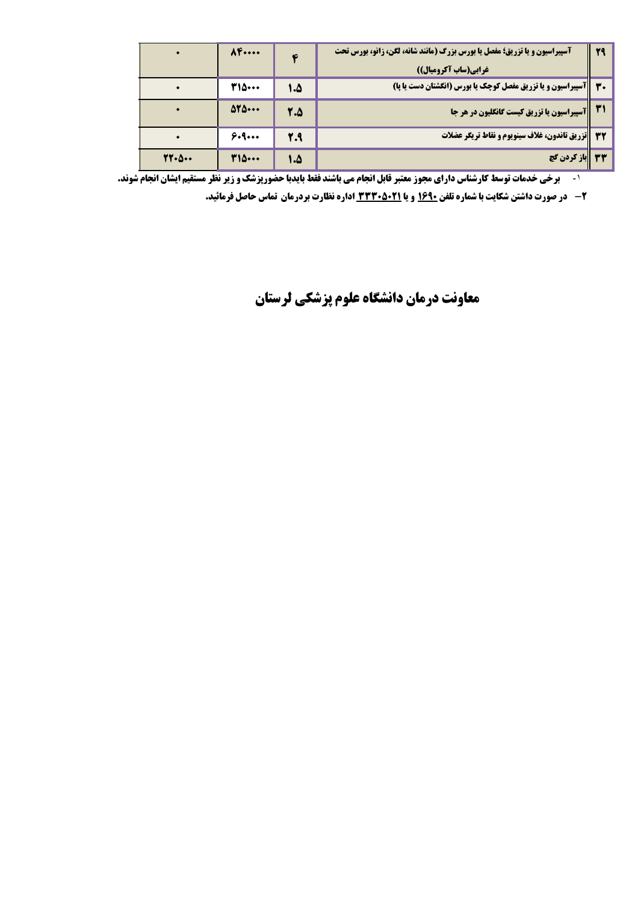| | | | | |
|---|---|---|---|---|
| ۲۹ | آسپیراسیون و یا تزریق؛ مفصل یا بورس بزرگ (مانند شانه، لگن، زانو، بورس تحت غرابی(ساب آکرومیال)) | ۴ | ۸۴۰۰۰۰ | ۰ |
| ۳۰ | آسپیراسیون و یا تزریق مفصل کوچک یا بورس (انگشتان دست یا پا) | ۱.۵ | ۳۱۵۰۰۰ | ۰ |
| ۳۱ | آسپیراسیون یا تزریق کیست گانگلیون در هر جا | ۲.۵ | ۵۲۵۰۰۰ | ۰ |
| ۳۲ | تزریق تاندون، غلاف سینوویوم و نقاط تریگر عضلات | ۲.۹ | ۶۰۹۰۰۰ | ۰ |
| ۳۳ | باز کردن گچ | ۱.۵ | ۳۱۵۰۰۰ | ۲۲۰۵۰۰ |

۱- برخی خدمات توسط کارشناس دارای مجوز معتبر قابل انجام می باشند فقط بایدبا حضورپزشک و زیر نظر مستقیم ایشان انجام شوند.

۲- در صورت داشتن شکایت با شماره تلفن ۱۶۹۰ و یا ۳۳۳۰۵۰۲۱ اداره نظارت بردرمان تماس حاصل فرمائید.

## معاونت درمان دانشگاه علوم پزشکی لرستان